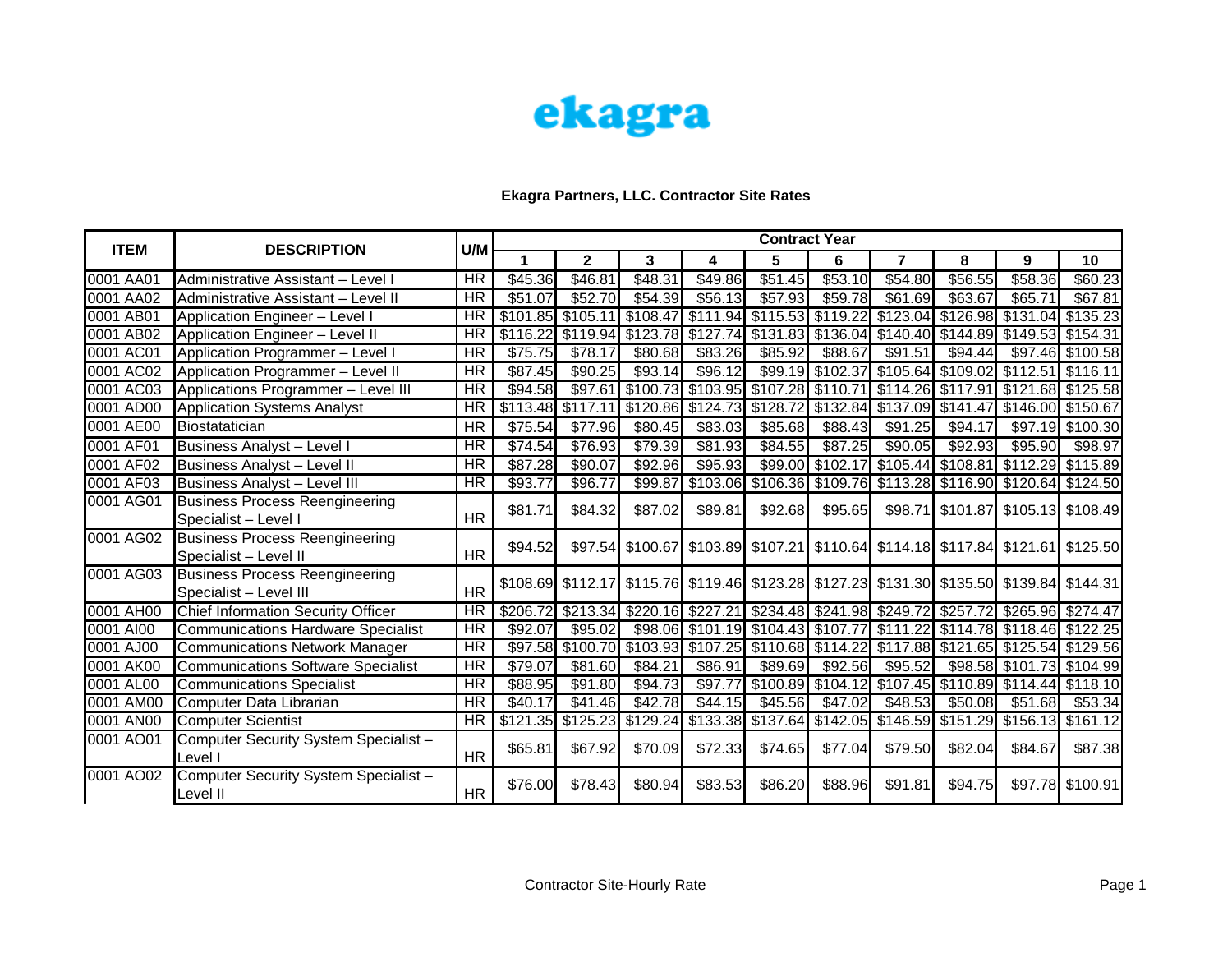ekagra

**Ekagra Partners, LLC. Contractor Site Rates**

| ITEM | DESCRIPTION | U/M | Contract Year | | | | | | | | | |
|---|---|---|---|---|---|---|---|---|---|---|---|---|
| | | | 1 | 2 | 3 | 4 | 5 | 6 | 7 | 8 | 9 | 10 |
| 0001 AA01 | Administrative Assistant – Level I | HR | $45.36 | $46.81 | $48.31 | $49.86 | $51.45 | $53.10 | $54.80 | $56.55 | $58.36 | $60.23 |
| 0001 AA02 | Administrative Assistant – Level II | HR | $51.07 | $52.70 | $54.39 | $56.13 | $57.93 | $59.78 | $61.69 | $63.67 | $65.71 | $67.81 |
| 0001 AB01 | Application Engineer – Level I | HR | $101.85 | $105.11 | $108.47 | $111.94 | $115.53 | $119.22 | $123.04 | $126.98 | $131.04 | $135.23 |
| 0001 AB02 | Application Engineer – Level II | HR | $116.22 | $119.94 | $123.78 | $127.74 | $131.83 | $136.04 | $140.40 | $144.89 | $149.53 | $154.31 |
| 0001 AC01 | Application Programmer – Level I | HR | $75.75 | $78.17 | $80.68 | $83.26 | $85.92 | $88.67 | $91.51 | $94.44 | $97.46 | $100.58 |
| 0001 AC02 | Application Programmer – Level II | HR | $87.45 | $90.25 | $93.14 | $96.12 | $99.19 | $102.37 | $105.64 | $109.02 | $112.51 | $116.11 |
| 0001 AC03 | Applications Programmer – Level III | HR | $94.58 | $97.61 | $100.73 | $103.95 | $107.28 | $110.71 | $114.26 | $117.91 | $121.68 | $125.58 |
| 0001 AD00 | Application Systems Analyst | HR | $113.48 | $117.11 | $120.86 | $124.73 | $128.72 | $132.84 | $137.09 | $141.47 | $146.00 | $150.67 |
| 0001 AE00 | Biostataticians | HR | $75.54 | $77.96 | $80.45 | $83.03 | $85.68 | $88.43 | $91.25 | $94.17 | $97.19 | $100.30 |
| 0001 AF01 | Business Analyst – Level I | HR | $74.54 | $76.93 | $79.39 | $81.93 | $84.55 | $87.25 | $90.05 | $92.93 | $95.90 | $98.97 |
| 0001 AF02 | Business Analyst – Level II | HR | $87.28 | $90.07 | $92.96 | $95.93 | $99.00 | $102.17 | $105.44 | $108.81 | $112.29 | $115.89 |
| 0001 AF03 | Business Analyst – Level III | HR | $93.77 | $96.77 | $99.87 | $103.06 | $106.36 | $109.76 | $113.28 | $116.90 | $120.64 | $124.50 |
| 0001 AG01 | Business Process Reengineering Specialist – Level I | HR | $81.71 | $84.32 | $87.02 | $89.81 | $92.68 | $95.65 | $98.71 | $101.87 | $105.13 | $108.49 |
| 0001 AG02 | Business Process Reengineering Specialist – Level II | HR | $94.52 | $97.54 | $100.67 | $103.89 | $107.21 | $110.64 | $114.18 | $117.84 | $121.61 | $125.50 |
| 0001 AG03 | Business Process Reengineering Specialist – Level III | HR | $108.69 | $112.17 | $115.76 | $119.46 | $123.28 | $127.23 | $131.30 | $135.50 | $139.84 | $144.31 |
| 0001 AH00 | Chief Information Security Officer | HR | $206.72 | $213.34 | $220.16 | $227.21 | $234.48 | $241.98 | $249.72 | $257.72 | $265.96 | $274.47 |
| 0001 AI00 | Communications Hardware Specialist | HR | $92.07 | $95.02 | $98.06 | $101.19 | $104.43 | $107.77 | $111.22 | $114.78 | $118.46 | $122.25 |
| 0001 AJ00 | Communications Network Manager | HR | $97.58 | $100.70 | $103.93 | $107.25 | $110.68 | $114.22 | $117.88 | $121.65 | $125.54 | $129.56 |
| 0001 AK00 | Communications Software Specialist | HR | $79.07 | $81.60 | $84.21 | $86.91 | $89.69 | $92.56 | $95.52 | $98.58 | $101.73 | $104.99 |
| 0001 AL00 | Communications Specialist | HR | $88.95 | $91.80 | $94.73 | $97.77 | $100.89 | $104.12 | $107.45 | $110.89 | $114.44 | $118.10 |
| 0001 AM00 | Computer Data Librarian | HR | $40.17 | $41.46 | $42.78 | $44.15 | $45.56 | $47.02 | $48.53 | $50.08 | $51.68 | $53.34 |
| 0001 AN00 | Computer Scientist | HR | $121.35 | $125.23 | $129.24 | $133.38 | $137.64 | $142.05 | $146.59 | $151.29 | $156.13 | $161.12 |
| 0001 AO01 | Computer Security System Specialist – Level I | HR | $65.81 | $67.92 | $70.09 | $72.33 | $74.65 | $77.04 | $79.50 | $82.04 | $84.67 | $87.38 |
| 0001 AO02 | Computer Security System Specialist – Level II | HR | $76.00 | $78.43 | $80.94 | $83.53 | $86.20 | $88.96 | $91.81 | $94.75 | $97.78 | $100.91 |

Contractor Site-Hourly Rate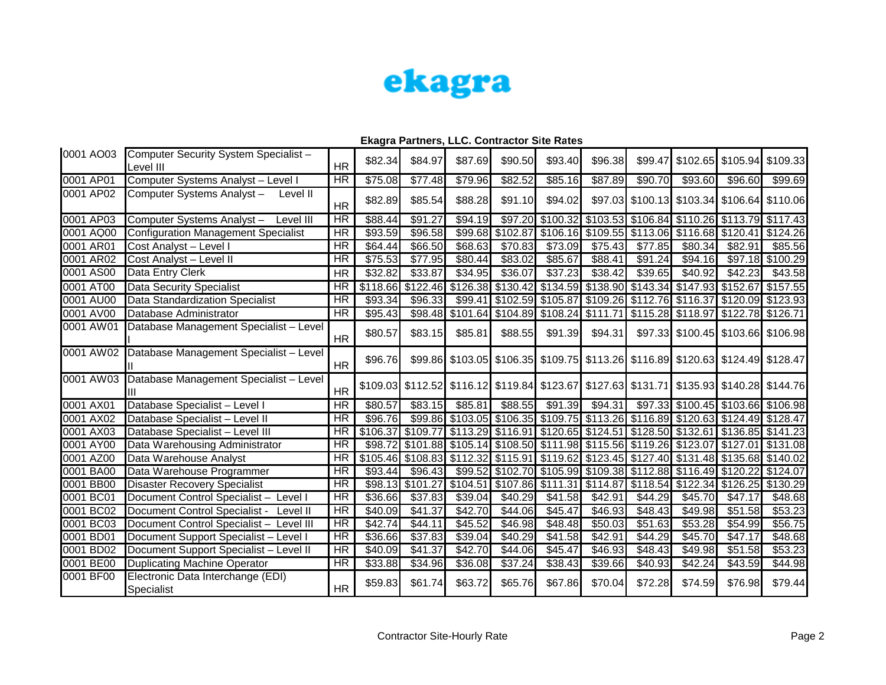ekagra

**Ekagra Partners, LLC. Contractor Site Rates**

| | | | | | | | | | | | | |
|---|---|---|---|---|---|---|---|---|---|---|---|---|
| 0001 AO03 | Computer Security System Specialist – Level III | HR | $82.34 | $84.97 | $87.69 | $90.50 | $93.40 | $96.38 | $99.47 | $102.65 | $105.94 | $109.33 |
| 0001 AP01 | Computer Systems Analyst – Level I | HR | $75.08 | $77.48 | $79.96 | $82.52 | $85.16 | $87.89 | $90.70 | $93.60 | $96.60 | $99.69 |
| 0001 AP02 | Computer Systems Analyst – Level II | HR | $82.89 | $85.54 | $88.28 | $91.10 | $94.02 | $97.03 | $100.13 | $103.34 | $106.64 | $110.06 |
| 0001 AP03 | Computer Systems Analyst – Level III | HR | $88.44 | $91.27 | $94.19 | $97.20 | $100.32 | $103.53 | $106.84 | $110.26 | $113.79 | $117.43 |
| 0001 AQ00 | Configuration Management Specialist | HR | $93.59 | $96.58 | $99.68 | $102.87 | $106.16 | $109.55 | $113.06 | $116.68 | $120.41 | $124.26 |
| 0001 AR01 | Cost Analyst – Level I | HR | $64.44 | $66.50 | $68.63 | $70.83 | $73.09 | $75.43 | $77.85 | $80.34 | $82.91 | $85.56 |
| 0001 AR02 | Cost Analyst – Level II | HR | $75.53 | $77.95 | $80.44 | $83.02 | $85.67 | $88.41 | $91.24 | $94.16 | $97.18 | $100.29 |
| 0001 AS00 | Data Entry Clerk | HR | $32.82 | $33.87 | $34.95 | $36.07 | $37.23 | $38.42 | $39.65 | $40.92 | $42.23 | $43.58 |
| 0001 AT00 | Data Security Specialist | HR | $118.66 | $122.46 | $126.38 | $130.42 | $134.59 | $138.90 | $143.34 | $147.93 | $152.67 | $157.55 |
| 0001 AU00 | Data Standardization Specialist | HR | $93.34 | $96.33 | $99.41 | $102.59 | $105.87 | $109.26 | $112.76 | $116.37 | $120.09 | $123.93 |
| 0001 AV00 | Database Administrator | HR | $95.43 | $98.48 | $101.64 | $104.89 | $108.24 | $111.71 | $115.28 | $118.97 | $122.78 | $126.71 |
| 0001 AW01 | Database Management Specialist – Level I | HR | $80.57 | $83.15 | $85.81 | $88.55 | $91.39 | $94.31 | $97.33 | $100.45 | $103.66 | $106.98 |
| 0001 AW02 | Database Management Specialist – Level II | HR | $96.76 | $99.86 | $103.05 | $106.35 | $109.75 | $113.26 | $116.89 | $120.63 | $124.49 | $128.47 |
| 0001 AW03 | Database Management Specialist – Level III | HR | $109.03 | $112.52 | $116.12 | $119.84 | $123.67 | $127.63 | $131.71 | $135.93 | $140.28 | $144.76 |
| 0001 AX01 | Database Specialist – Level I | HR | $80.57 | $83.15 | $85.81 | $88.55 | $91.39 | $94.31 | $97.33 | $100.45 | $103.66 | $106.98 |
| 0001 AX02 | Database Specialist – Level II | HR | $96.76 | $99.86 | $103.05 | $106.35 | $109.75 | $113.26 | $116.89 | $120.63 | $124.49 | $128.47 |
| 0001 AX03 | Database Specialist – Level III | HR | $106.37 | $109.77 | $113.29 | $116.91 | $120.65 | $124.51 | $128.50 | $132.61 | $136.85 | $141.23 |
| 0001 AY00 | Data Warehousing Administrator | HR | $98.72 | $101.88 | $105.14 | $108.50 | $111.98 | $115.56 | $119.26 | $123.07 | $127.01 | $131.08 |
| 0001 AZ00 | Data Warehouse Analyst | HR | $105.46 | $108.83 | $112.32 | $115.91 | $119.62 | $123.45 | $127.40 | $131.48 | $135.68 | $140.02 |
| 0001 BA00 | Data Warehouse Programmer | HR | $93.44 | $96.43 | $99.52 | $102.70 | $105.99 | $109.38 | $112.88 | $116.49 | $120.22 | $124.07 |
| 0001 BB00 | Disaster Recovery Specialist | HR | $98.13 | $101.27 | $104.51 | $107.86 | $111.31 | $114.87 | $118.54 | $122.34 | $126.25 | $130.29 |
| 0001 BC01 | Document Control Specialist – Level I | HR | $36.66 | $37.83 | $39.04 | $40.29 | $41.58 | $42.91 | $44.29 | $45.70 | $47.17 | $48.68 |
| 0001 BC02 | Document Control Specialist - Level II | HR | $40.09 | $41.37 | $42.70 | $44.06 | $45.47 | $46.93 | $48.43 | $49.98 | $51.58 | $53.23 |
| 0001 BC03 | Document Control Specialist – Level III | HR | $42.74 | $44.11 | $45.52 | $46.98 | $48.48 | $50.03 | $51.63 | $53.28 | $54.99 | $56.75 |
| 0001 BD01 | Document Support Specialist – Level I | HR | $36.66 | $37.83 | $39.04 | $40.29 | $41.58 | $42.91 | $44.29 | $45.70 | $47.17 | $48.68 |
| 0001 BD02 | Document Support Specialist – Level II | HR | $40.09 | $41.37 | $42.70 | $44.06 | $45.47 | $46.93 | $48.43 | $49.98 | $51.58 | $53.23 |
| 0001 BE00 | Duplicating Machine Operator | HR | $33.88 | $34.96 | $36.08 | $37.24 | $38.43 | $39.66 | $40.93 | $42.24 | $43.59 | $44.98 |
| 0001 BF00 | Electronic Data Interchange (EDI) Specialist | HR | $59.83 | $61.74 | $63.72 | $65.76 | $67.86 | $70.04 | $72.28 | $74.59 | $76.98 | $79.44 |

Contractor Site-Hourly Rate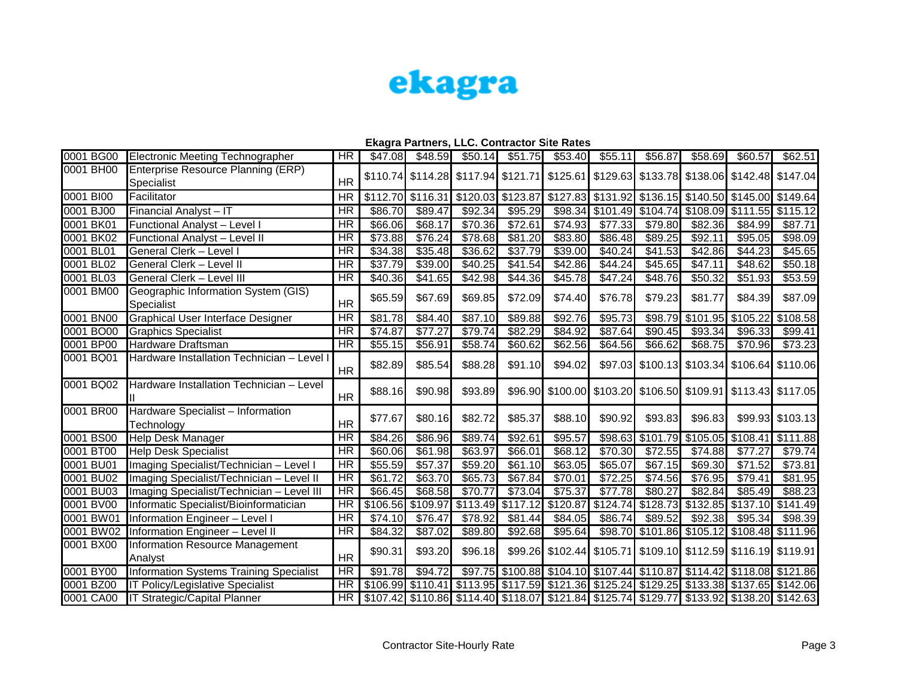ekagra

**Ekagra Partners, LLC. Contractor Site Rates**

| | | | | | | | | | | | | |
|---|---|---|---|---|---|---|---|---|---|---|---|---|
| 0001 BG00 | Electronic Meeting Technographer | HR | $47.08 | $48.59 | $50.14 | $51.75 | $53.40 | $55.11 | $56.87 | $58.69 | $60.57 | $62.51 |
| 0001 BH00 | Enterprise Resource Planning (ERP) Specialist | HR | $110.74 | $114.28 | $117.94 | $121.71 | $125.61 | $129.63 | $133.78 | $138.06 | $142.48 | $147.04 |
| 0001 BI00 | Facilitator | HR | $112.70 | $116.31 | $120.03 | $123.87 | $127.83 | $131.92 | $136.15 | $140.50 | $145.00 | $149.64 |
| 0001 BJ00 | Financial Analyst – IT | HR | $86.70 | $89.47 | $92.34 | $95.29 | $98.34 | $101.49 | $104.74 | $108.09 | $111.55 | $115.12 |
| 0001 BK01 | Functional Analyst – Level I | HR | $66.06 | $68.17 | $70.36 | $72.61 | $74.93 | $77.33 | $79.80 | $82.36 | $84.99 | $87.71 |
| 0001 BK02 | Functional Analyst – Level II | HR | $73.88 | $76.24 | $78.68 | $81.20 | $83.80 | $86.48 | $89.25 | $92.11 | $95.05 | $98.09 |
| 0001 BL01 | General Clerk – Level I | HR | $34.38 | $35.48 | $36.62 | $37.79 | $39.00 | $40.24 | $41.53 | $42.86 | $44.23 | $45.65 |
| 0001 BL02 | General Clerk – Level II | HR | $37.79 | $39.00 | $40.25 | $41.54 | $42.86 | $44.24 | $45.65 | $47.11 | $48.62 | $50.18 |
| 0001 BL03 | General Clerk – Level III | HR | $40.36 | $41.65 | $42.98 | $44.36 | $45.78 | $47.24 | $48.76 | $50.32 | $51.93 | $53.59 |
| 0001 BM00 | Geographic Information System (GIS) Specialist | HR | $65.59 | $67.69 | $69.85 | $72.09 | $74.40 | $76.78 | $79.23 | $81.77 | $84.39 | $87.09 |
| 0001 BN00 | Graphical User Interface Designer | HR | $81.78 | $84.40 | $87.10 | $89.88 | $92.76 | $95.73 | $98.79 | $101.95 | $105.22 | $108.58 |
| 0001 BO00 | Graphics Specialist | HR | $74.87 | $77.27 | $79.74 | $82.29 | $84.92 | $87.64 | $90.45 | $93.34 | $96.33 | $99.41 |
| 0001 BP00 | Hardware Draftsman | HR | $55.15 | $56.91 | $58.74 | $60.62 | $62.56 | $64.56 | $66.62 | $68.75 | $70.96 | $73.23 |
| 0001 BQ01 | Hardware Installation Technician – Level I | HR | $82.89 | $85.54 | $88.28 | $91.10 | $94.02 | $97.03 | $100.13 | $103.34 | $106.64 | $110.06 |
| 0001 BQ02 | Hardware Installation Technician – Level II | HR | $88.16 | $90.98 | $93.89 | $96.90 | $100.00 | $103.20 | $106.50 | $109.91 | $113.43 | $117.05 |
| 0001 BR00 | Hardware Specialist – Information Technology | HR | $77.67 | $80.16 | $82.72 | $85.37 | $88.10 | $90.92 | $93.83 | $96.83 | $99.93 | $103.13 |
| 0001 BS00 | Help Desk Manager | HR | $84.26 | $86.96 | $89.74 | $92.61 | $95.57 | $98.63 | $101.79 | $105.05 | $108.41 | $111.88 |
| 0001 BT00 | Help Desk Specialist | HR | $60.06 | $61.98 | $63.97 | $66.01 | $68.12 | $70.30 | $72.55 | $74.88 | $77.27 | $79.74 |
| 0001 BU01 | Imaging Specialist/Technician – Level I | HR | $55.59 | $57.37 | $59.20 | $61.10 | $63.05 | $65.07 | $67.15 | $69.30 | $71.52 | $73.81 |
| 0001 BU02 | Imaging Specialist/Technician – Level II | HR | $61.72 | $63.70 | $65.73 | $67.84 | $70.01 | $72.25 | $74.56 | $76.95 | $79.41 | $81.95 |
| 0001 BU03 | Imaging Specialist/Technician – Level III | HR | $66.45 | $68.58 | $70.77 | $73.04 | $75.37 | $77.78 | $80.27 | $82.84 | $85.49 | $88.23 |
| 0001 BV00 | Informatic Specialist/Bioinformatician | HR | $106.56 | $109.97 | $113.49 | $117.12 | $120.87 | $124.74 | $128.73 | $132.85 | $137.10 | $141.49 |
| 0001 BW01 | Information Engineer – Level I | HR | $74.10 | $76.47 | $78.92 | $81.44 | $84.05 | $86.74 | $89.52 | $92.38 | $95.34 | $98.39 |
| 0001 BW02 | Information Engineer – Level II | HR | $84.32 | $87.02 | $89.80 | $92.68 | $95.64 | $98.70 | $101.86 | $105.12 | $108.48 | $111.96 |
| 0001 BX00 | Information Resource Management Analyst | HR | $90.31 | $93.20 | $96.18 | $99.26 | $102.44 | $105.71 | $109.10 | $112.59 | $116.19 | $119.91 |
| 0001 BY00 | Information Systems Training Specialist | HR | $91.78 | $94.72 | $97.75 | $100.88 | $104.10 | $107.44 | $110.87 | $114.42 | $118.08 | $121.86 |
| 0001 BZ00 | IT Policy/Legislative Specialist | HR | $106.99 | $110.41 | $113.95 | $117.59 | $121.36 | $125.24 | $129.25 | $133.38 | $137.65 | $142.06 |
| 0001 CA00 | IT Strategic/Capital Planner | HR | $107.42 | $110.86 | $114.40 | $118.07 | $121.84 | $125.74 | $129.77 | $133.92 | $138.20 | $142.63 |

Contractor Site-Hourly Rate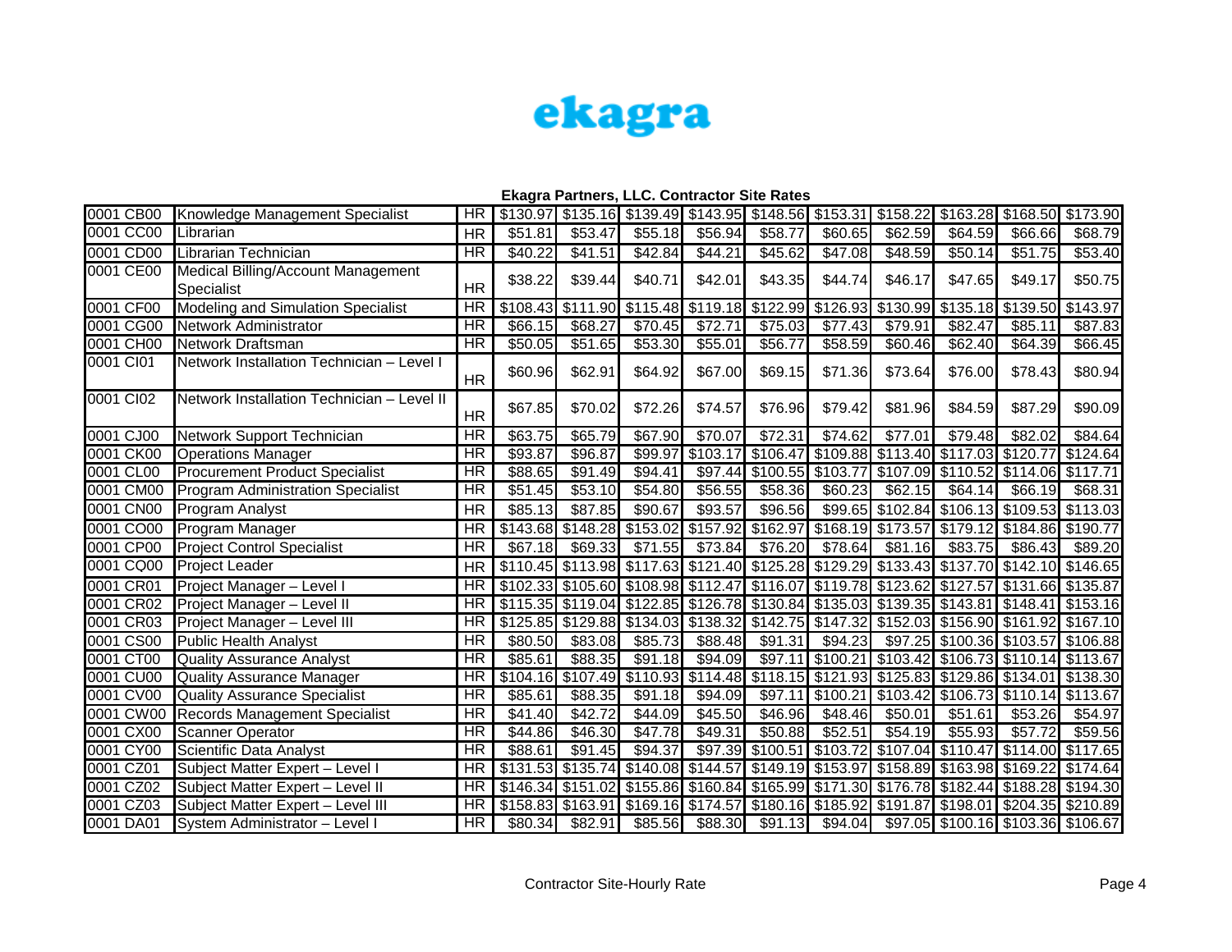ekagra

## Ekagra Partners, LLC. Contractor Site Rates

| | | | | | | | | | | | | |
|---|---|---|---|---|---|---|---|---|---|---|---|---|
| 0001 CB00 | Knowledge Management Specialist | HR | $130.97 | $135.16 | $139.49 | $143.95 | $148.56 | $153.31 | $158.22 | $163.28 | $168.50 | $173.90 |
| 0001 CC00 | Librarian | HR | $51.81 | $53.47 | $55.18 | $56.94 | $58.77 | $60.65 | $62.59 | $64.59 | $66.66 | $68.79 |
| 0001 CD00 | Librarian Technician | HR | $40.22 | $41.51 | $42.84 | $44.21 | $45.62 | $47.08 | $48.59 | $50.14 | $51.75 | $53.40 |
| 0001 CE00 | Medical Billing/Account Management Specialist | HR | $38.22 | $39.44 | $40.71 | $42.01 | $43.35 | $44.74 | $46.17 | $47.65 | $49.17 | $50.75 |
| 0001 CF00 | Modeling and Simulation Specialist | HR | $108.43 | $111.90 | $115.48 | $119.18 | $122.99 | $126.93 | $130.99 | $135.18 | $139.50 | $143.97 |
| 0001 CG00 | Network Administrator | HR | $66.15 | $68.27 | $70.45 | $72.71 | $75.03 | $77.43 | $79.91 | $82.47 | $85.11 | $87.83 |
| 0001 CH00 | Network Draftsman | HR | $50.05 | $51.65 | $53.30 | $55.01 | $56.77 | $58.59 | $60.46 | $62.40 | $64.39 | $66.45 |
| 0001 CI01 | Network Installation Technician – Level I | HR | $60.96 | $62.91 | $64.92 | $67.00 | $69.15 | $71.36 | $73.64 | $76.00 | $78.43 | $80.94 |
| 0001 CI02 | Network Installation Technician – Level II | HR | $67.85 | $70.02 | $72.26 | $74.57 | $76.96 | $79.42 | $81.96 | $84.59 | $87.29 | $90.09 |
| 0001 CJ00 | Network Support Technician | HR | $63.75 | $65.79 | $67.90 | $70.07 | $72.31 | $74.62 | $77.01 | $79.48 | $82.02 | $84.64 |
| 0001 CK00 | Operations Manager | HR | $93.87 | $96.87 | $99.97 | $103.17 | $106.47 | $109.88 | $113.40 | $117.03 | $120.77 | $124.64 |
| 0001 CL00 | Procurement Product Specialist | HR | $88.65 | $91.49 | $94.41 | $97.44 | $100.55 | $103.77 | $107.09 | $110.52 | $114.06 | $117.71 |
| 0001 CM00 | Program Administration Specialist | HR | $51.45 | $53.10 | $54.80 | $56.55 | $58.36 | $60.23 | $62.15 | $64.14 | $66.19 | $68.31 |
| 0001 CN00 | Program Analyst | HR | $85.13 | $87.85 | $90.67 | $93.57 | $96.56 | $99.65 | $102.84 | $106.13 | $109.53 | $113.03 |
| 0001 CO00 | Program Manager | HR | $143.68 | $148.28 | $153.02 | $157.92 | $162.97 | $168.19 | $173.57 | $179.12 | $184.86 | $190.77 |
| 0001 CP00 | Project Control Specialist | HR | $67.18 | $69.33 | $71.55 | $73.84 | $76.20 | $78.64 | $81.16 | $83.75 | $86.43 | $89.20 |
| 0001 CQ00 | Project Leader | HR | $110.45 | $113.98 | $117.63 | $121.40 | $125.28 | $129.29 | $133.43 | $137.70 | $142.10 | $146.65 |
| 0001 CR01 | Project Manager – Level I | HR | $102.33 | $105.60 | $108.98 | $112.47 | $116.07 | $119.78 | $123.62 | $127.57 | $131.66 | $135.87 |
| 0001 CR02 | Project Manager – Level II | HR | $115.35 | $119.04 | $122.85 | $126.78 | $130.84 | $135.03 | $139.35 | $143.81 | $148.41 | $153.16 |
| 0001 CR03 | Project Manager – Level III | HR | $125.85 | $129.88 | $134.03 | $138.32 | $142.75 | $147.32 | $152.03 | $156.90 | $161.92 | $167.10 |
| 0001 CS00 | Public Health Analyst | HR | $80.50 | $83.08 | $85.73 | $88.48 | $91.31 | $94.23 | $97.25 | $100.36 | $103.57 | $106.88 |
| 0001 CT00 | Quality Assurance Analyst | HR | $85.61 | $88.35 | $91.18 | $94.09 | $97.11 | $100.21 | $103.42 | $106.73 | $110.14 | $113.67 |
| 0001 CU00 | Quality Assurance Manager | HR | $104.16 | $107.49 | $110.93 | $114.48 | $118.15 | $121.93 | $125.83 | $129.86 | $134.01 | $138.30 |
| 0001 CV00 | Quality Assurance Specialist | HR | $85.61 | $88.35 | $91.18 | $94.09 | $97.11 | $100.21 | $103.42 | $106.73 | $110.14 | $113.67 |
| 0001 CW00 | Records Management Specialist | HR | $41.40 | $42.72 | $44.09 | $45.50 | $46.96 | $48.46 | $50.01 | $51.61 | $53.26 | $54.97 |
| 0001 CX00 | Scanner Operator | HR | $44.86 | $46.30 | $47.78 | $49.31 | $50.88 | $52.51 | $54.19 | $55.93 | $57.72 | $59.56 |
| 0001 CY00 | Scientific Data Analyst | HR | $88.61 | $91.45 | $94.37 | $97.39 | $100.51 | $103.72 | $107.04 | $110.47 | $114.00 | $117.65 |
| 0001 CZ01 | Subject Matter Expert – Level I | HR | $131.53 | $135.74 | $140.08 | $144.57 | $149.19 | $153.97 | $158.89 | $163.98 | $169.22 | $174.64 |
| 0001 CZ02 | Subject Matter Expert – Level II | HR | $146.34 | $151.02 | $155.86 | $160.84 | $165.99 | $171.30 | $176.78 | $182.44 | $188.28 | $194.30 |
| 0001 CZ03 | Subject Matter Expert – Level III | HR | $158.83 | $163.91 | $169.16 | $174.57 | $180.16 | $185.92 | $191.87 | $198.01 | $204.35 | $210.89 |
| 0001 DA01 | System Administrator – Level I | HR | $80.34 | $82.91 | $85.56 | $88.30 | $91.13 | $94.04 | $97.05 | $100.16 | $103.36 | $106.67 |

Contractor Site-Hourly Rate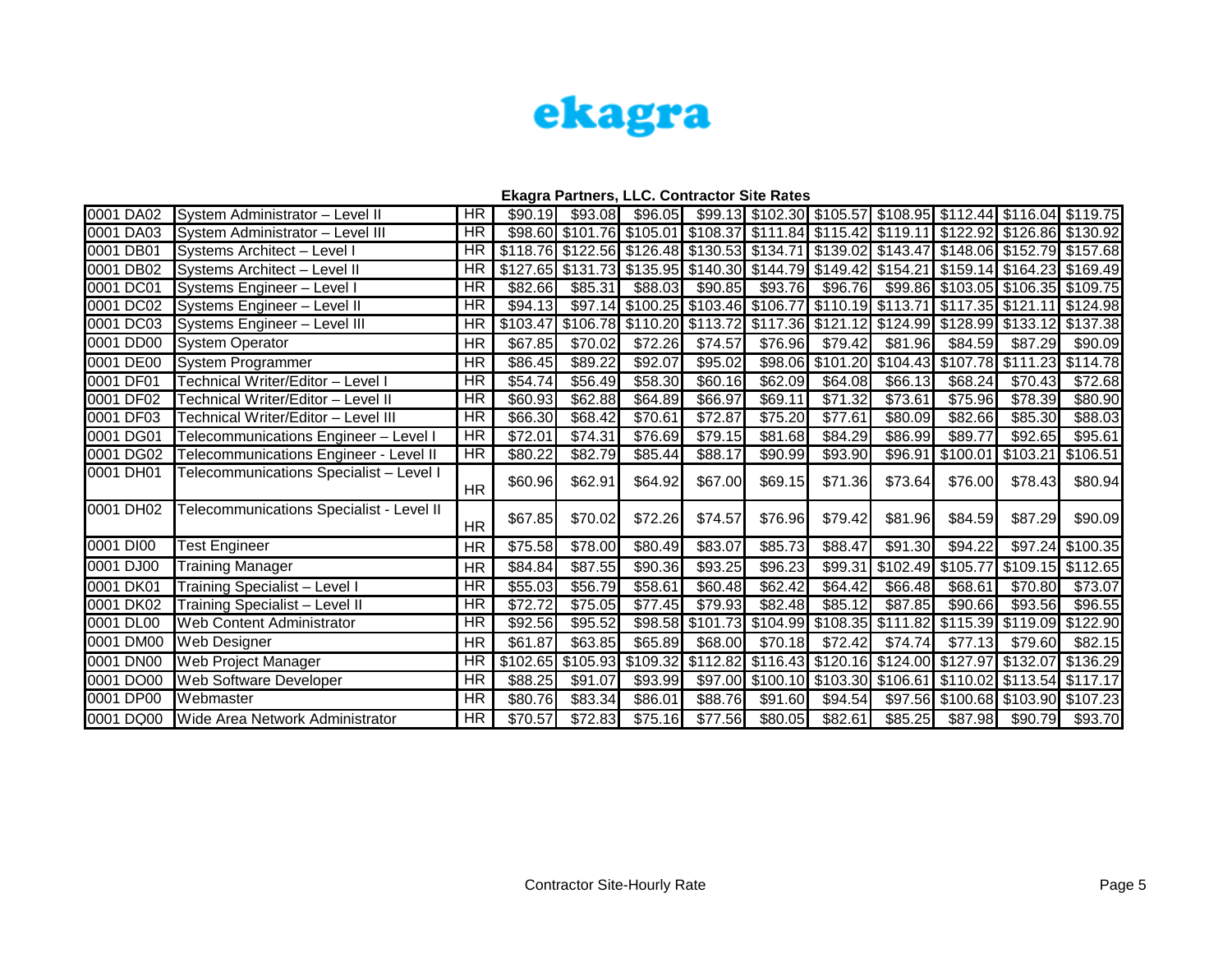ekagra

**Ekagra Partners, LLC. Contractor Site Rates**

| | | | | | | | | | | | | |
|---|---|---|---|---|---|---|---|---|---|---|---|---|
| 0001 DA02 | System Administrator – Level II | HR | $90.19 | $93.08 | $96.05 | $99.13 | $102.30 | $105.57 | $108.95 | $112.44 | $116.04 | $119.75 |
| 0001 DA03 | System Administrator – Level III | HR | $98.60 | $101.76 | $105.01 | $108.37 | $111.84 | $115.42 | $119.11 | $122.92 | $126.86 | $130.92 |
| 0001 DB01 | Systems Architect – Level I | HR | $118.76 | $122.56 | $126.48 | $130.53 | $134.71 | $139.02 | $143.47 | $148.06 | $152.79 | $157.68 |
| 0001 DB02 | Systems Architect – Level II | HR | $127.65 | $131.73 | $135.95 | $140.30 | $144.79 | $149.42 | $154.21 | $159.14 | $164.23 | $169.49 |
| 0001 DC01 | Systems Engineer – Level I | HR | $82.66 | $85.31 | $88.03 | $90.85 | $93.76 | $96.76 | $99.86 | $103.05 | $106.35 | $109.75 |
| 0001 DC02 | Systems Engineer – Level II | HR | $94.13 | $97.14 | $100.25 | $103.46 | $106.77 | $110.19 | $113.71 | $117.35 | $121.11 | $124.98 |
| 0001 DC03 | Systems Engineer – Level III | HR | $103.47 | $106.78 | $110.20 | $113.72 | $117.36 | $121.12 | $124.99 | $128.99 | $133.12 | $137.38 |
| 0001 DD00 | System Operator | HR | $67.85 | $70.02 | $72.26 | $74.57 | $76.96 | $79.42 | $81.96 | $84.59 | $87.29 | $90.09 |
| 0001 DE00 | System Programmer | HR | $86.45 | $89.22 | $92.07 | $95.02 | $98.06 | $101.20 | $104.43 | $107.78 | $111.23 | $114.78 |
| 0001 DF01 | Technical Writer/Editor – Level I | HR | $54.74 | $56.49 | $58.30 | $60.16 | $62.09 | $64.08 | $66.13 | $68.24 | $70.43 | $72.68 |
| 0001 DF02 | Technical Writer/Editor – Level II | HR | $60.93 | $62.88 | $64.89 | $66.97 | $69.11 | $71.32 | $73.61 | $75.96 | $78.39 | $80.90 |
| 0001 DF03 | Technical Writer/Editor – Level III | HR | $66.30 | $68.42 | $70.61 | $72.87 | $75.20 | $77.61 | $80.09 | $82.66 | $85.30 | $88.03 |
| 0001 DG01 | Telecommunications Engineer – Level I | HR | $72.01 | $74.31 | $76.69 | $79.15 | $81.68 | $84.29 | $86.99 | $89.77 | $92.65 | $95.61 |
| 0001 DG02 | Telecommunications Engineer - Level II | HR | $80.22 | $82.79 | $85.44 | $88.17 | $90.99 | $93.90 | $96.91 | $100.01 | $103.21 | $106.51 |
| 0001 DH01 | Telecommunications Specialist – Level I | HR | $60.96 | $62.91 | $64.92 | $67.00 | $69.15 | $71.36 | $73.64 | $76.00 | $78.43 | $80.94 |
| 0001 DH02 | Telecommunications Specialist - Level II | HR | $67.85 | $70.02 | $72.26 | $74.57 | $76.96 | $79.42 | $81.96 | $84.59 | $87.29 | $90.09 |
| 0001 DI00 | Test Engineer | HR | $75.58 | $78.00 | $80.49 | $83.07 | $85.73 | $88.47 | $91.30 | $94.22 | $97.24 | $100.35 |
| 0001 DJ00 | Training Manager | HR | $84.84 | $87.55 | $90.36 | $93.25 | $96.23 | $99.31 | $102.49 | $105.77 | $109.15 | $112.65 |
| 0001 DK01 | Training Specialist – Level I | HR | $55.03 | $56.79 | $58.61 | $60.48 | $62.42 | $64.42 | $66.48 | $68.61 | $70.80 | $73.07 |
| 0001 DK02 | Training Specialist – Level II | HR | $72.72 | $75.05 | $77.45 | $79.93 | $82.48 | $85.12 | $87.85 | $90.66 | $93.56 | $96.55 |
| 0001 DL00 | Web Content Administrator | HR | $92.56 | $95.52 | $98.58 | $101.73 | $104.99 | $108.35 | $111.82 | $115.39 | $119.09 | $122.90 |
| 0001 DM00 | Web Designer | HR | $61.87 | $63.85 | $65.89 | $68.00 | $70.18 | $72.42 | $74.74 | $77.13 | $79.60 | $82.15 |
| 0001 DN00 | Web Project Manager | HR | $102.65 | $105.93 | $109.32 | $112.82 | $116.43 | $120.16 | $124.00 | $127.97 | $132.07 | $136.29 |
| 0001 DO00 | Web Software Developer | HR | $88.25 | $91.07 | $93.99 | $97.00 | $100.10 | $103.30 | $106.61 | $110.02 | $113.54 | $117.17 |
| 0001 DP00 | Webmaster | HR | $80.76 | $83.34 | $86.01 | $88.76 | $91.60 | $94.54 | $97.56 | $100.68 | $103.90 | $107.23 |
| 0001 DQ00 | Wide Area Network Administrator | HR | $70.57 | $72.83 | $75.16 | $77.56 | $80.05 | $82.61 | $85.25 | $87.98 | $90.79 | $93.70 |

Contractor Site-Hourly Rate